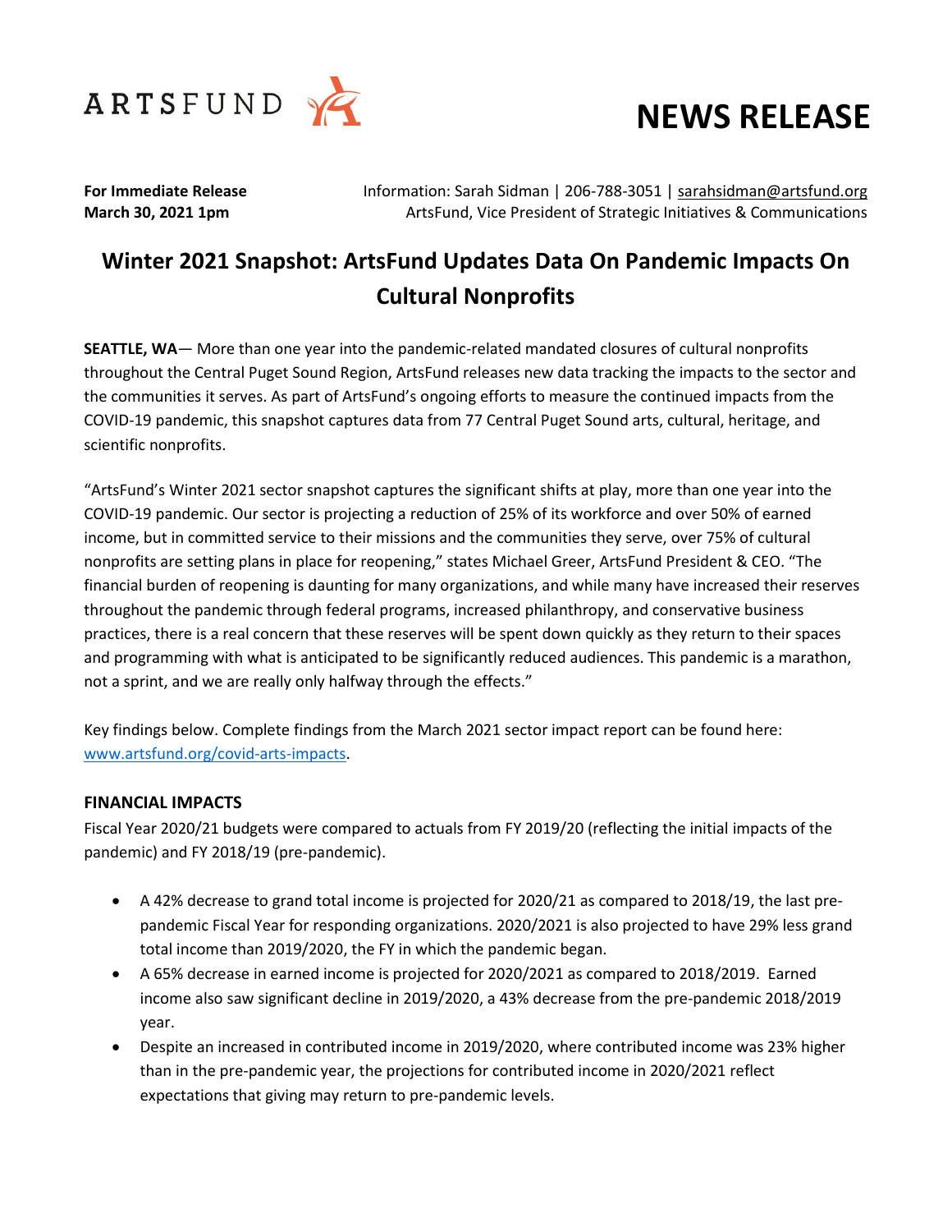ARTSFUND

# NEWS RELEASE

**For Immediate Release**
**March 30, 2021 1pm**

Information: Sarah Sidman | 206-788-3051 | sarahsidman@artsfund.org
ArtsFund, Vice President of Strategic Initiatives & Communications

## Winter 2021 Snapshot: ArtsFund Updates Data On Pandemic Impacts On Cultural Nonprofits

**SEATTLE, WA**— More than one year into the pandemic-related mandated closures of cultural nonprofits throughout the Central Puget Sound Region, ArtsFund releases new data tracking the impacts to the sector and the communities it serves. As part of ArtsFund's ongoing efforts to measure the continued impacts from the COVID-19 pandemic, this snapshot captures data from 77 Central Puget Sound arts, cultural, heritage, and scientific nonprofits.

"ArtsFund's Winter 2021 sector snapshot captures the significant shifts at play, more than one year into the COVID-19 pandemic. Our sector is projecting a reduction of 25% of its workforce and over 50% of earned income, but in committed service to their missions and the communities they serve, over 75% of cultural nonprofits are setting plans in place for reopening," states Michael Greer, ArtsFund President & CEO. "The financial burden of reopening is daunting for many organizations, and while many have increased their reserves throughout the pandemic through federal programs, increased philanthropy, and conservative business practices, there is a real concern that these reserves will be spent down quickly as they return to their spaces and programming with what is anticipated to be significantly reduced audiences. This pandemic is a marathon, not a sprint, and we are really only halfway through the effects."

Key findings below. Complete findings from the March 2021 sector impact report can be found here: www.artsfund.org/covid-arts-impacts.

### FINANCIAL IMPACTS

Fiscal Year 2020/21 budgets were compared to actuals from FY 2019/20 (reflecting the initial impacts of the pandemic) and FY 2018/19 (pre-pandemic).

- A 42% decrease to grand total income is projected for 2020/21 as compared to 2018/19, the last pre-pandemic Fiscal Year for responding organizations. 2020/2021 is also projected to have 29% less grand total income than 2019/2020, the FY in which the pandemic began.
- A 65% decrease in earned income is projected for 2020/2021 as compared to 2018/2019. Earned income also saw significant decline in 2019/2020, a 43% decrease from the pre-pandemic 2018/2019 year.
- Despite an increased in contributed income in 2019/2020, where contributed income was 23% higher than in the pre-pandemic year, the projections for contributed income in 2020/2021 reflect expectations that giving may return to pre-pandemic levels.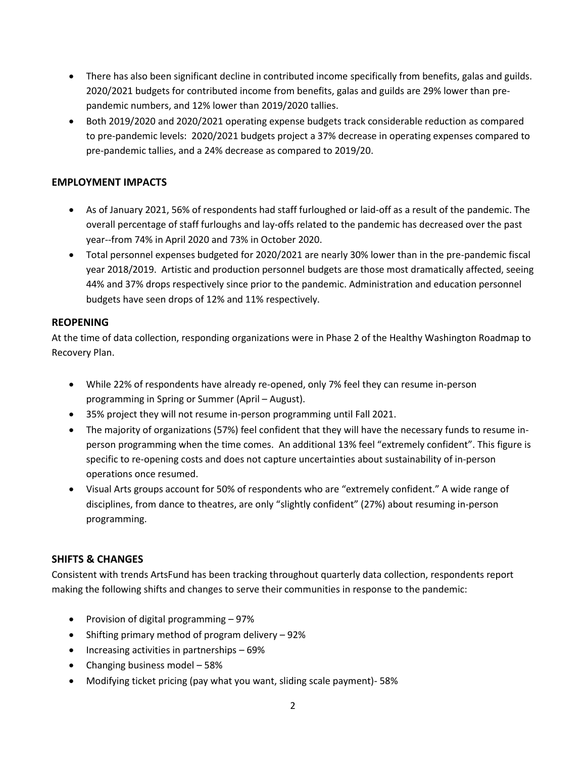- There has also been significant decline in contributed income specifically from benefits, galas and guilds. 2020/2021 budgets for contributed income from benefits, galas and guilds are 29% lower than pre-pandemic numbers, and 12% lower than 2019/2020 tallies.
- Both 2019/2020 and 2020/2021 operating expense budgets track considerable reduction as compared to pre-pandemic levels: 2020/2021 budgets project a 37% decrease in operating expenses compared to pre-pandemic tallies, and a 24% decrease as compared to 2019/20.

## EMPLOYMENT IMPACTS

- As of January 2021, 56% of respondents had staff furloughed or laid-off as a result of the pandemic. The overall percentage of staff furloughs and lay-offs related to the pandemic has decreased over the past year--from 74% in April 2020 and 73% in October 2020.
- Total personnel expenses budgeted for 2020/2021 are nearly 30% lower than in the pre-pandemic fiscal year 2018/2019. Artistic and production personnel budgets are those most dramatically affected, seeing 44% and 37% drops respectively since prior to the pandemic. Administration and education personnel budgets have seen drops of 12% and 11% respectively.

## REOPENING

At the time of data collection, responding organizations were in Phase 2 of the Healthy Washington Roadmap to Recovery Plan.

- While 22% of respondents have already re-opened, only 7% feel they can resume in-person programming in Spring or Summer (April – August).
- 35% project they will not resume in-person programming until Fall 2021.
- The majority of organizations (57%) feel confident that they will have the necessary funds to resume in-person programming when the time comes. An additional 13% feel "extremely confident". This figure is specific to re-opening costs and does not capture uncertainties about sustainability of in-person operations once resumed.
- Visual Arts groups account for 50% of respondents who are "extremely confident." A wide range of disciplines, from dance to theatres, are only "slightly confident" (27%) about resuming in-person programming.

## SHIFTS & CHANGES

Consistent with trends ArtsFund has been tracking throughout quarterly data collection, respondents report making the following shifts and changes to serve their communities in response to the pandemic:

- Provision of digital programming – 97%
- Shifting primary method of program delivery – 92%
- Increasing activities in partnerships – 69%
- Changing business model – 58%
- Modifying ticket pricing (pay what you want, sliding scale payment)- 58%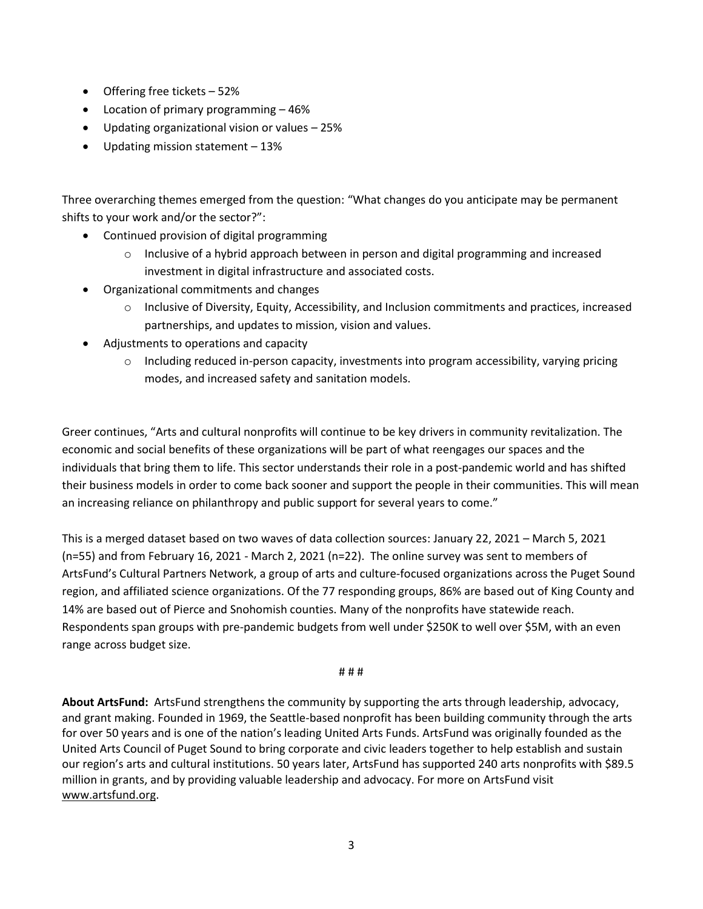- Offering free tickets – 52%
- Location of primary programming – 46%
- Updating organizational vision or values – 25%
- Updating mission statement – 13%

Three overarching themes emerged from the question: "What changes do you anticipate may be permanent shifts to your work and/or the sector?":

- Continued provision of digital programming
  - Inclusive of a hybrid approach between in person and digital programming and increased investment in digital infrastructure and associated costs.
- Organizational commitments and changes
  - Inclusive of Diversity, Equity, Accessibility, and Inclusion commitments and practices, increased partnerships, and updates to mission, vision and values.
- Adjustments to operations and capacity
  - Including reduced in-person capacity, investments into program accessibility, varying pricing modes, and increased safety and sanitation models.

Greer continues, "Arts and cultural nonprofits will continue to be key drivers in community revitalization. The economic and social benefits of these organizations will be part of what reengages our spaces and the individuals that bring them to life. This sector understands their role in a post-pandemic world and has shifted their business models in order to come back sooner and support the people in their communities. This will mean an increasing reliance on philanthropy and public support for several years to come."

This is a merged dataset based on two waves of data collection sources: January 22, 2021 – March 5, 2021 (n=55) and from February 16, 2021 - March 2, 2021 (n=22). The online survey was sent to members of ArtsFund's Cultural Partners Network, a group of arts and culture-focused organizations across the Puget Sound region, and affiliated science organizations. Of the 77 responding groups, 86% are based out of King County and 14% are based out of Pierce and Snohomish counties. Many of the nonprofits have statewide reach. Respondents span groups with pre-pandemic budgets from well under $250K to well over $5M, with an even range across budget size.

# # #

**About ArtsFund:** ArtsFund strengthens the community by supporting the arts through leadership, advocacy, and grant making. Founded in 1969, the Seattle-based nonprofit has been building community through the arts for over 50 years and is one of the nation's leading United Arts Funds. ArtsFund was originally founded as the United Arts Council of Puget Sound to bring corporate and civic leaders together to help establish and sustain our region's arts and cultural institutions. 50 years later, ArtsFund has supported 240 arts nonprofits with $89.5 million in grants, and by providing valuable leadership and advocacy. For more on ArtsFund visit www.artsfund.org.